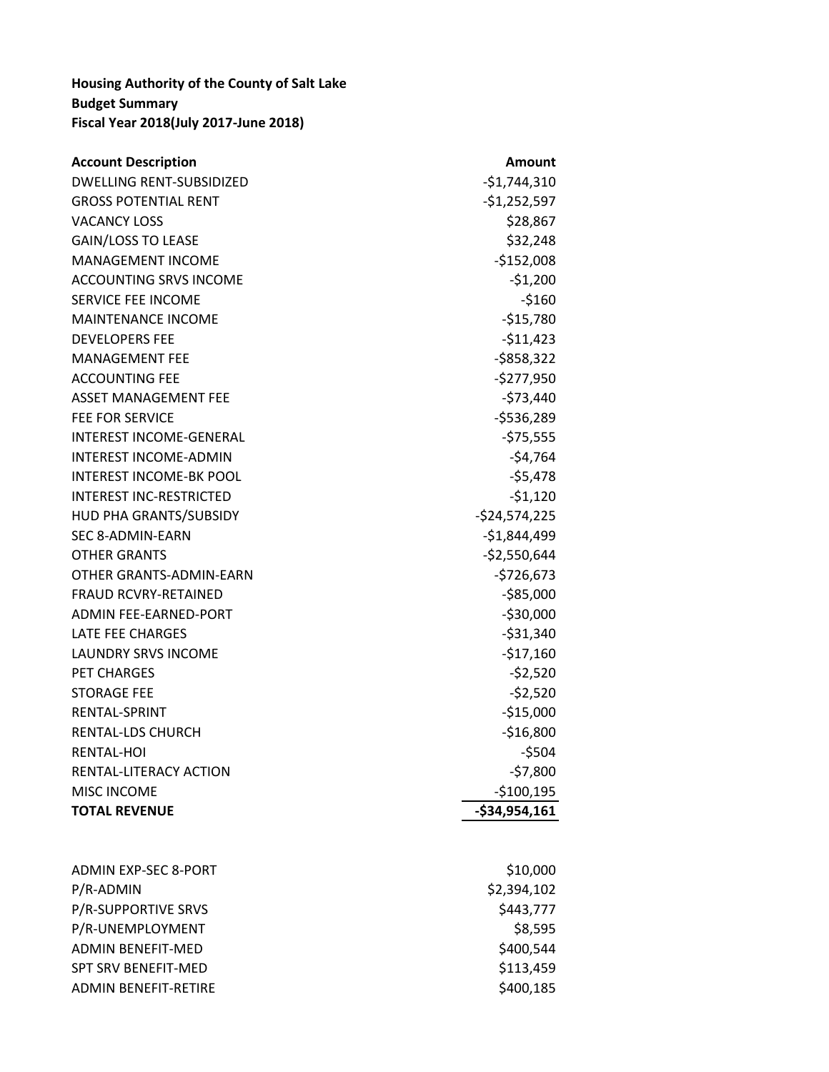**Housing Authority of the County of Salt Lake**
**Budget Summary**
**Fiscal Year 2018(July 2017-June 2018)**

| **Account Description** | **Amount** |
|---|---:|
| DWELLING RENT-SUBSIDIZED | -$1,744,310 |
| GROSS POTENTIAL RENT | -$1,252,597 |
| VACANCY LOSS | $28,867 |
| GAIN/LOSS TO LEASE | $32,248 |
| MANAGEMENT INCOME | -$152,008 |
| ACCOUNTING SRVS INCOME | -$1,200 |
| SERVICE FEE INCOME | -$160 |
| MAINTENANCE INCOME | -$15,780 |
| DEVELOPERS FEE | -$11,423 |
| MANAGEMENT FEE | -$858,322 |
| ACCOUNTING FEE | -$277,950 |
| ASSET MANAGEMENT FEE | -$73,440 |
| FEE FOR SERVICE | -$536,289 |
| INTEREST INCOME-GENERAL | -$75,555 |
| INTEREST INCOME-ADMIN | -$4,764 |
| INTEREST INCOME-BK POOL | -$5,478 |
| INTEREST INC-RESTRICTED | -$1,120 |
| HUD PHA GRANTS/SUBSIDY | -$24,574,225 |
| SEC 8-ADMIN-EARN | -$1,844,499 |
| OTHER GRANTS | -$2,550,644 |
| OTHER GRANTS-ADMIN-EARN | -$726,673 |
| FRAUD RCVRY-RETAINED | -$85,000 |
| ADMIN FEE-EARNED-PORT | -$30,000 |
| LATE FEE CHARGES | -$31,340 |
| LAUNDRY SRVS INCOME | -$17,160 |
| PET CHARGES | -$2,520 |
| STORAGE FEE | -$2,520 |
| RENTAL-SPRINT | -$15,000 |
| RENTAL-LDS CHURCH | -$16,800 |
| RENTAL-HOI | -$504 |
| RENTAL-LITERACY ACTION | -$7,800 |
| MISC INCOME | -$100,195 |
| **TOTAL REVENUE** | **-$34,954,161** |
| | |
| ADMIN EXP-SEC 8-PORT | $10,000 |
| P/R-ADMIN | $2,394,102 |
| P/R-SUPPORTIVE SRVS | $443,777 |
| P/R-UNEMPLOYMENT | $8,595 |
| ADMIN BENEFIT-MED | $400,544 |
| SPT SRV BENEFIT-MED | $113,459 |
| ADMIN BENEFIT-RETIRE | $400,185 |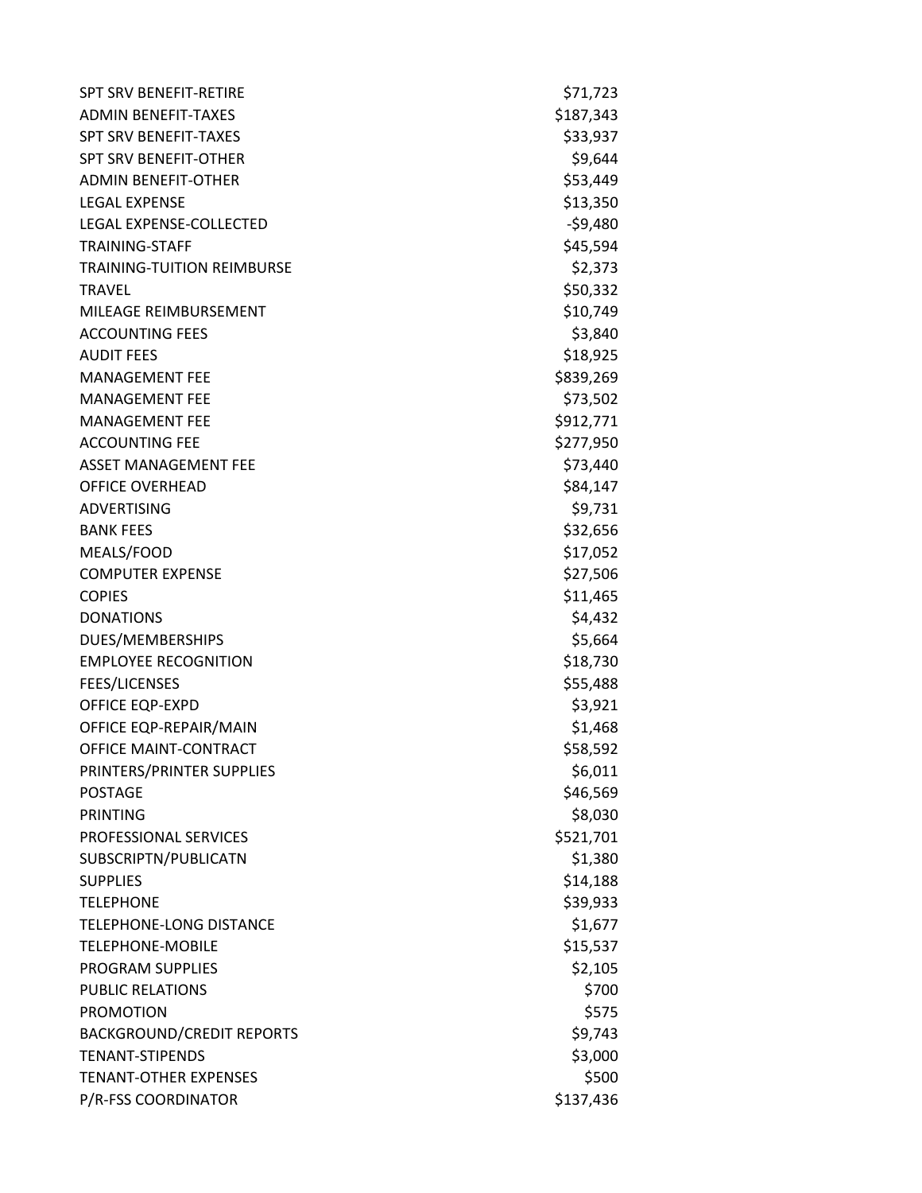| | |
|---|---|
| SPT SRV BENEFIT-RETIRE | $71,723 |
| ADMIN BENEFIT-TAXES | $187,343 |
| SPT SRV BENEFIT-TAXES | $33,937 |
| SPT SRV BENEFIT-OTHER | $9,644 |
| ADMIN BENEFIT-OTHER | $53,449 |
| LEGAL EXPENSE | $13,350 |
| LEGAL EXPENSE-COLLECTED | -$9,480 |
| TRAINING-STAFF | $45,594 |
| TRAINING-TUITION REIMBURSE | $2,373 |
| TRAVEL | $50,332 |
| MILEAGE REIMBURSEMENT | $10,749 |
| ACCOUNTING FEES | $3,840 |
| AUDIT FEES | $18,925 |
| MANAGEMENT FEE | $839,269 |
| MANAGEMENT FEE | $73,502 |
| MANAGEMENT FEE | $912,771 |
| ACCOUNTING FEE | $277,950 |
| ASSET MANAGEMENT FEE | $73,440 |
| OFFICE OVERHEAD | $84,147 |
| ADVERTISING | $9,731 |
| BANK FEES | $32,656 |
| MEALS/FOOD | $17,052 |
| COMPUTER EXPENSE | $27,506 |
| COPIES | $11,465 |
| DONATIONS | $4,432 |
| DUES/MEMBERSHIPS | $5,664 |
| EMPLOYEE RECOGNITION | $18,730 |
| FEES/LICENSES | $55,488 |
| OFFICE EQP-EXPD | $3,921 |
| OFFICE EQP-REPAIR/MAIN | $1,468 |
| OFFICE MAINT-CONTRACT | $58,592 |
| PRINTERS/PRINTER SUPPLIES | $6,011 |
| POSTAGE | $46,569 |
| PRINTING | $8,030 |
| PROFESSIONAL SERVICES | $521,701 |
| SUBSCRIPTN/PUBLICATN | $1,380 |
| SUPPLIES | $14,188 |
| TELEPHONE | $39,933 |
| TELEPHONE-LONG DISTANCE | $1,677 |
| TELEPHONE-MOBILE | $15,537 |
| PROGRAM SUPPLIES | $2,105 |
| PUBLIC RELATIONS | $700 |
| PROMOTION | $575 |
| BACKGROUND/CREDIT REPORTS | $9,743 |
| TENANT-STIPENDS | $3,000 |
| TENANT-OTHER EXPENSES | $500 |
| P/R-FSS COORDINATOR | $137,436 |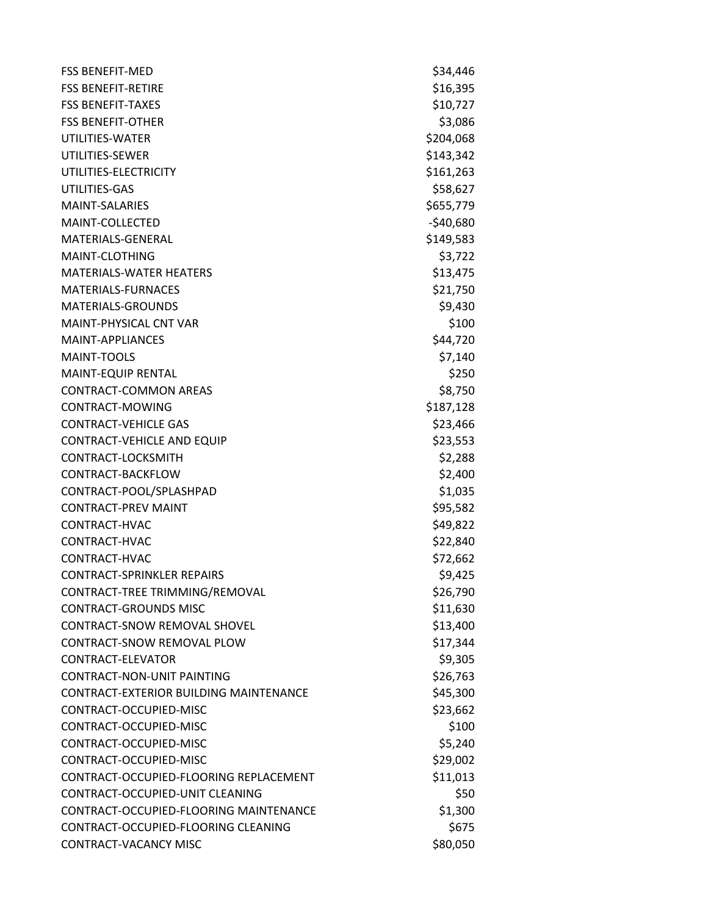| | |
|---|---|
| FSS BENEFIT-MED | $34,446 |
| FSS BENEFIT-RETIRE | $16,395 |
| FSS BENEFIT-TAXES | $10,727 |
| FSS BENEFIT-OTHER | $3,086 |
| UTILITIES-WATER | $204,068 |
| UTILITIES-SEWER | $143,342 |
| UTILITIES-ELECTRICITY | $161,263 |
| UTILITIES-GAS | $58,627 |
| MAINT-SALARIES | $655,779 |
| MAINT-COLLECTED | -$40,680 |
| MATERIALS-GENERAL | $149,583 |
| MAINT-CLOTHING | $3,722 |
| MATERIALS-WATER HEATERS | $13,475 |
| MATERIALS-FURNACES | $21,750 |
| MATERIALS-GROUNDS | $9,430 |
| MAINT-PHYSICAL CNT VAR | $100 |
| MAINT-APPLIANCES | $44,720 |
| MAINT-TOOLS | $7,140 |
| MAINT-EQUIP RENTAL | $250 |
| CONTRACT-COMMON AREAS | $8,750 |
| CONTRACT-MOWING | $187,128 |
| CONTRACT-VEHICLE GAS | $23,466 |
| CONTRACT-VEHICLE AND EQUIP | $23,553 |
| CONTRACT-LOCKSMITH | $2,288 |
| CONTRACT-BACKFLOW | $2,400 |
| CONTRACT-POOL/SPLASHPAD | $1,035 |
| CONTRACT-PREV MAINT | $95,582 |
| CONTRACT-HVAC | $49,822 |
| CONTRACT-HVAC | $22,840 |
| CONTRACT-HVAC | $72,662 |
| CONTRACT-SPRINKLER REPAIRS | $9,425 |
| CONTRACT-TREE TRIMMING/REMOVAL | $26,790 |
| CONTRACT-GROUNDS MISC | $11,630 |
| CONTRACT-SNOW REMOVAL SHOVEL | $13,400 |
| CONTRACT-SNOW REMOVAL PLOW | $17,344 |
| CONTRACT-ELEVATOR | $9,305 |
| CONTRACT-NON-UNIT PAINTING | $26,763 |
| CONTRACT-EXTERIOR BUILDING MAINTENANCE | $45,300 |
| CONTRACT-OCCUPIED-MISC | $23,662 |
| CONTRACT-OCCUPIED-MISC | $100 |
| CONTRACT-OCCUPIED-MISC | $5,240 |
| CONTRACT-OCCUPIED-MISC | $29,002 |
| CONTRACT-OCCUPIED-FLOORING REPLACEMENT | $11,013 |
| CONTRACT-OCCUPIED-UNIT CLEANING | $50 |
| CONTRACT-OCCUPIED-FLOORING MAINTENANCE | $1,300 |
| CONTRACT-OCCUPIED-FLOORING CLEANING | $675 |
| CONTRACT-VACANCY MISC | $80,050 |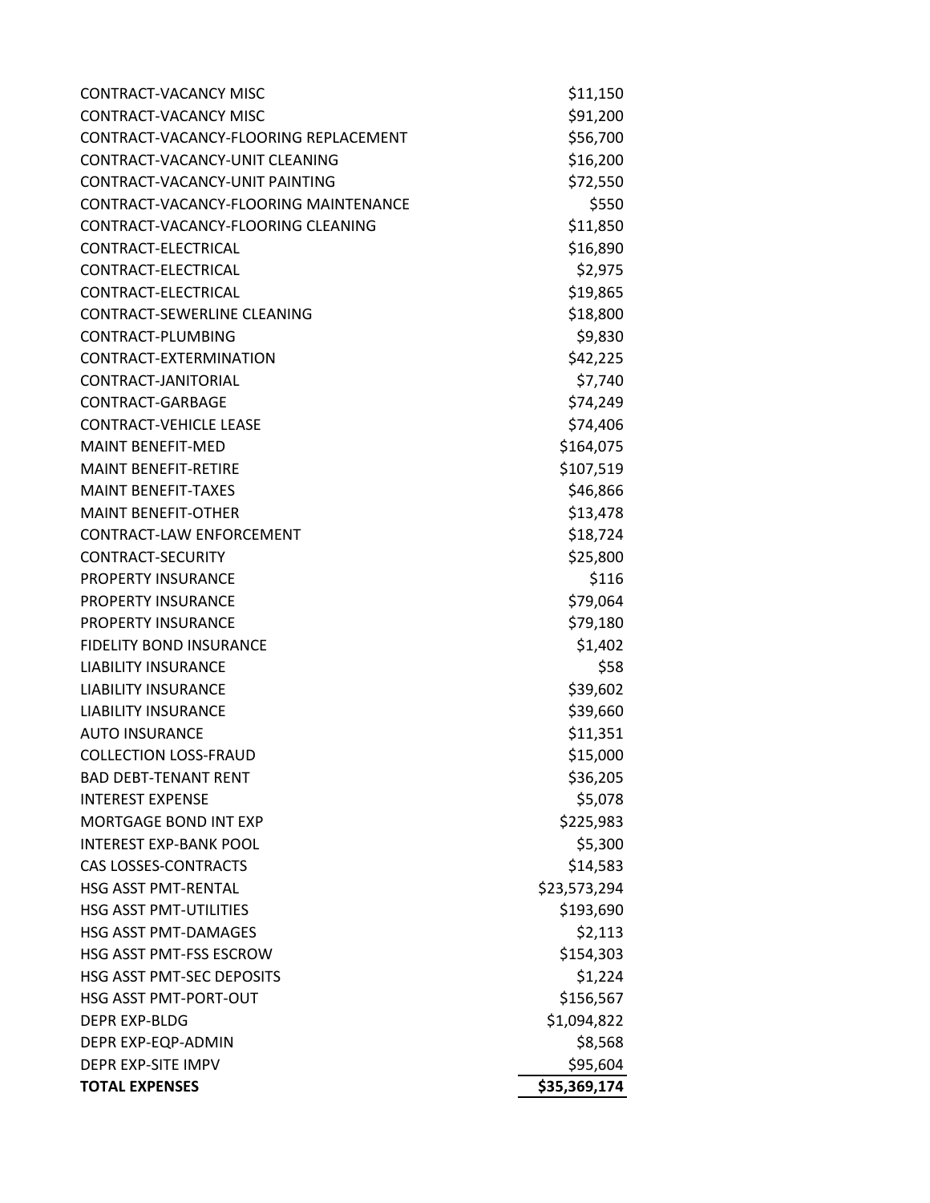| | |
|---|---|
| CONTRACT-VACANCY MISC | $11,150 |
| CONTRACT-VACANCY MISC | $91,200 |
| CONTRACT-VACANCY-FLOORING REPLACEMENT | $56,700 |
| CONTRACT-VACANCY-UNIT CLEANING | $16,200 |
| CONTRACT-VACANCY-UNIT PAINTING | $72,550 |
| CONTRACT-VACANCY-FLOORING MAINTENANCE | $550 |
| CONTRACT-VACANCY-FLOORING CLEANING | $11,850 |
| CONTRACT-ELECTRICAL | $16,890 |
| CONTRACT-ELECTRICAL | $2,975 |
| CONTRACT-ELECTRICAL | $19,865 |
| CONTRACT-SEWERLINE CLEANING | $18,800 |
| CONTRACT-PLUMBING | $9,830 |
| CONTRACT-EXTERMINATION | $42,225 |
| CONTRACT-JANITORIAL | $7,740 |
| CONTRACT-GARBAGE | $74,249 |
| CONTRACT-VEHICLE LEASE | $74,406 |
| MAINT BENEFIT-MED | $164,075 |
| MAINT BENEFIT-RETIRE | $107,519 |
| MAINT BENEFIT-TAXES | $46,866 |
| MAINT BENEFIT-OTHER | $13,478 |
| CONTRACT-LAW ENFORCEMENT | $18,724 |
| CONTRACT-SECURITY | $25,800 |
| PROPERTY INSURANCE | $116 |
| PROPERTY INSURANCE | $79,064 |
| PROPERTY INSURANCE | $79,180 |
| FIDELITY BOND INSURANCE | $1,402 |
| LIABILITY INSURANCE | $58 |
| LIABILITY INSURANCE | $39,602 |
| LIABILITY INSURANCE | $39,660 |
| AUTO INSURANCE | $11,351 |
| COLLECTION LOSS-FRAUD | $15,000 |
| BAD DEBT-TENANT RENT | $36,205 |
| INTEREST EXPENSE | $5,078 |
| MORTGAGE BOND INT EXP | $225,983 |
| INTEREST EXP-BANK POOL | $5,300 |
| CAS LOSSES-CONTRACTS | $14,583 |
| HSG ASST PMT-RENTAL | $23,573,294 |
| HSG ASST PMT-UTILITIES | $193,690 |
| HSG ASST PMT-DAMAGES | $2,113 |
| HSG ASST PMT-FSS ESCROW | $154,303 |
| HSG ASST PMT-SEC DEPOSITS | $1,224 |
| HSG ASST PMT-PORT-OUT | $156,567 |
| DEPR EXP-BLDG | $1,094,822 |
| DEPR EXP-EQP-ADMIN | $8,568 |
| DEPR EXP-SITE IMPV | $95,604 |
| **TOTAL EXPENSES** | **$35,369,174** |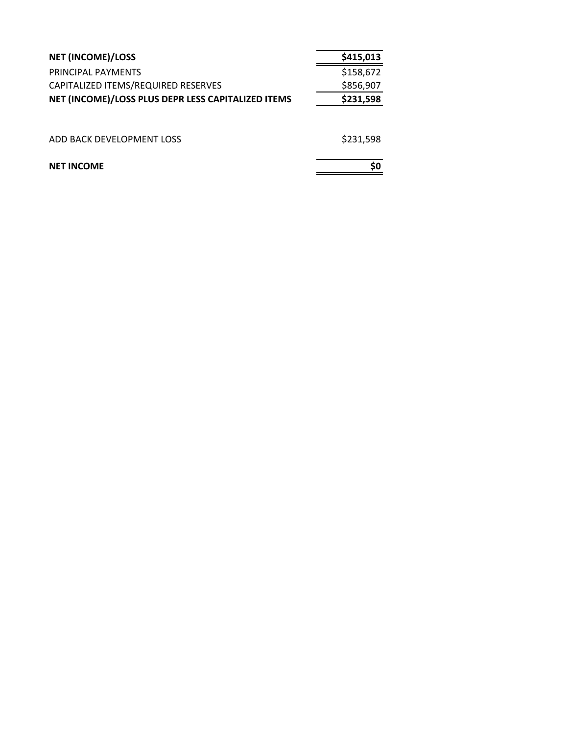| | |
|---|---|
| **NET (INCOME)/LOSS** | **$415,013** |
| PRINCIPAL PAYMENTS | $158,672 |
| CAPITALIZED ITEMS/REQUIRED RESERVES | $856,907 |
| **NET (INCOME)/LOSS PLUS DEPR LESS CAPITALIZED ITEMS** | **$231,598** |
| | |
| ADD BACK DEVELOPMENT LOSS | $231,598 |
| | |
| **NET INCOME** | **$0** |